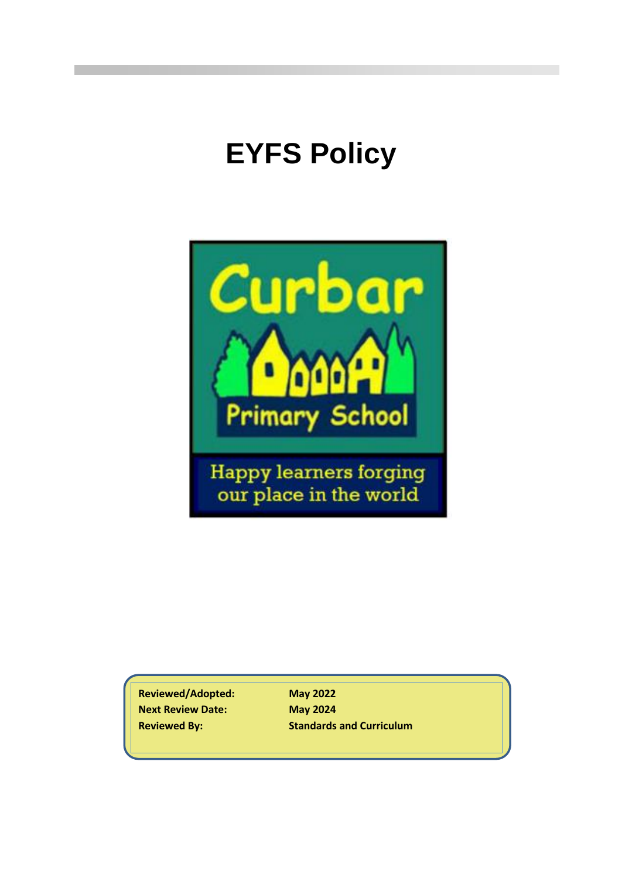# EYFS Policy

Curbar

Primary School

Happy learners forging our place in the world

| | |
|---|---|
| **Reviewed/Adopted:** | **May 2022** |
| **Next Review Date:** | **May 2024** |
| **Reviewed By:** | **Standards and Curriculum** |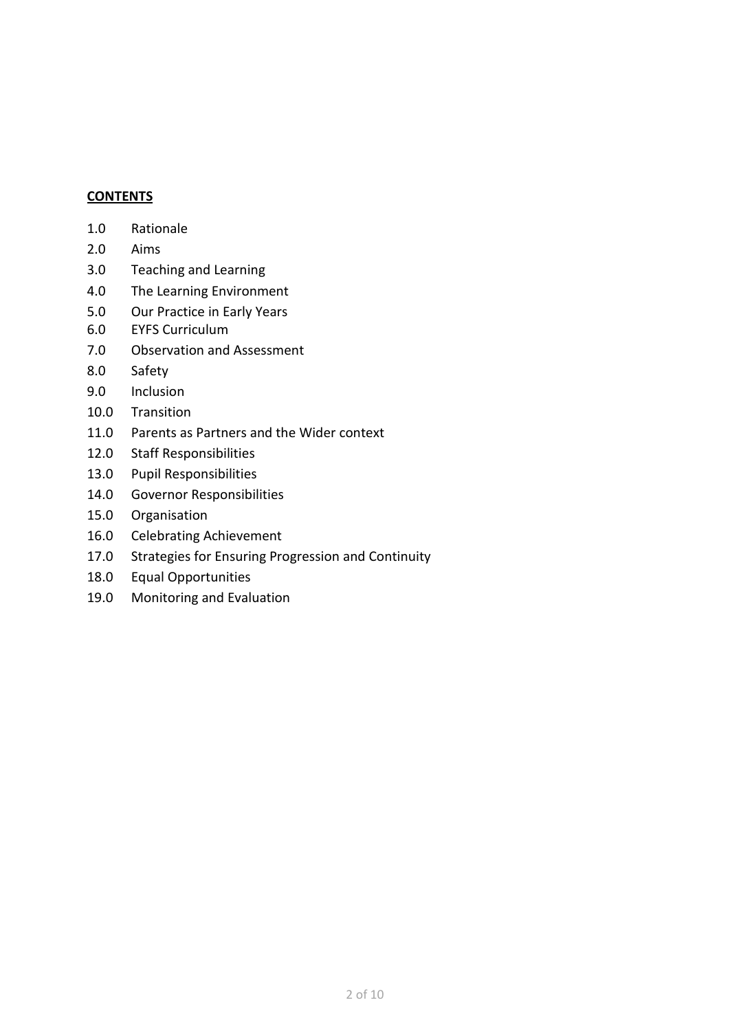**CONTENTS**

1.0 Rationale
2.0 Aims
3.0 Teaching and Learning
4.0 The Learning Environment
5.0 Our Practice in Early Years
6.0 EYFS Curriculum
7.0 Observation and Assessment
8.0 Safety
9.0 Inclusion
10.0 Transition
11.0 Parents as Partners and the Wider context
12.0 Staff Responsibilities
13.0 Pupil Responsibilities
14.0 Governor Responsibilities
15.0 Organisation
16.0 Celebrating Achievement
17.0 Strategies for Ensuring Progression and Continuity
18.0 Equal Opportunities
19.0 Monitoring and Evaluation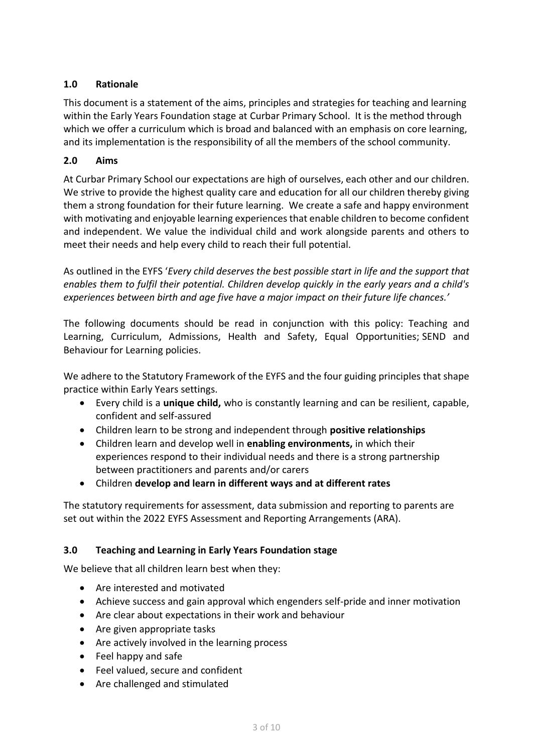## 1.0 Rationale

This document is a statement of the aims, principles and strategies for teaching and learning within the Early Years Foundation stage at Curbar Primary School. It is the method through which we offer a curriculum which is broad and balanced with an emphasis on core learning, and its implementation is the responsibility of all the members of the school community.

## 2.0 Aims

At Curbar Primary School our expectations are high of ourselves, each other and our children. We strive to provide the highest quality care and education for all our children thereby giving them a strong foundation for their future learning. We create a safe and happy environment with motivating and enjoyable learning experiences that enable children to become confident and independent. We value the individual child and work alongside parents and others to meet their needs and help every child to reach their full potential.

As outlined in the EYFS '*Every child deserves the best possible start in life and the support that enables them to fulfil their potential. Children develop quickly in the early years and a child's experiences between birth and age five have a major impact on their future life chances.*'

The following documents should be read in conjunction with this policy: Teaching and Learning, Curriculum, Admissions, Health and Safety, Equal Opportunities; SEND and Behaviour for Learning policies.

We adhere to the Statutory Framework of the EYFS and the four guiding principles that shape practice within Early Years settings.

- Every child is a **unique child,** who is constantly learning and can be resilient, capable, confident and self-assured
- Children learn to be strong and independent through **positive relationships**
- Children learn and develop well in **enabling environments,** in which their experiences respond to their individual needs and there is a strong partnership between practitioners and parents and/or carers
- Children **develop and learn in different ways and at different rates**

The statutory requirements for assessment, data submission and reporting to parents are set out within the 2022 EYFS Assessment and Reporting Arrangements (ARA).

## 3.0 Teaching and Learning in Early Years Foundation stage

We believe that all children learn best when they:

- Are interested and motivated
- Achieve success and gain approval which engenders self-pride and inner motivation
- Are clear about expectations in their work and behaviour
- Are given appropriate tasks
- Are actively involved in the learning process
- Feel happy and safe
- Feel valued, secure and confident
- Are challenged and stimulated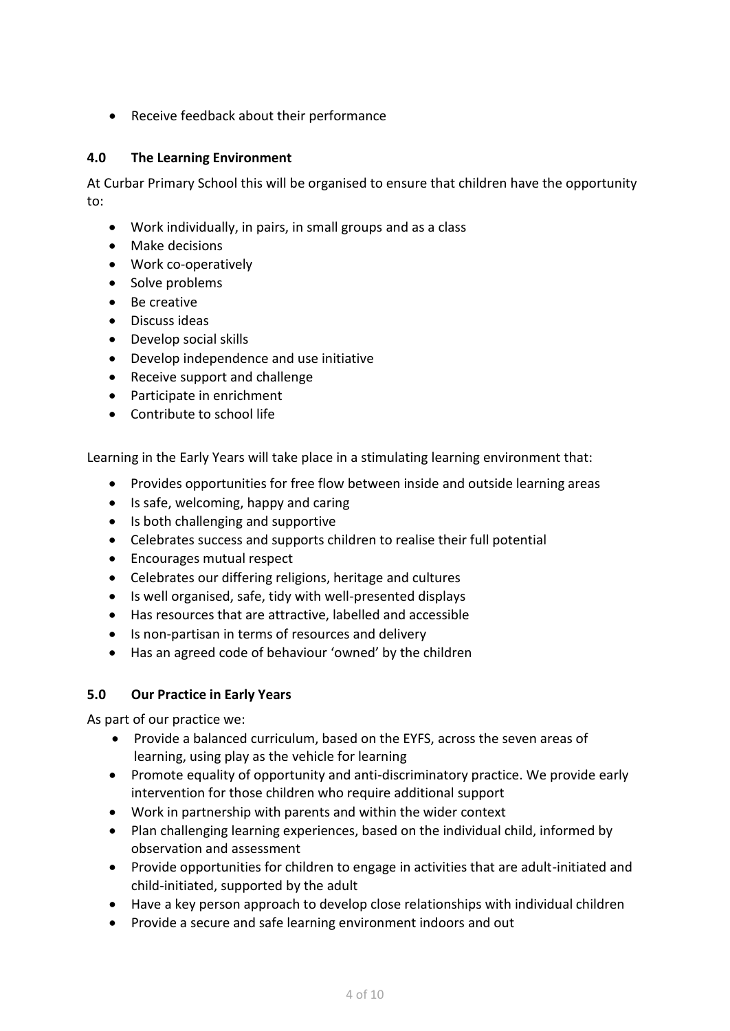- Receive feedback about their performance

## 4.0 The Learning Environment

At Curbar Primary School this will be organised to ensure that children have the opportunity to:

- Work individually, in pairs, in small groups and as a class
- Make decisions
- Work co-operatively
- Solve problems
- Be creative
- Discuss ideas
- Develop social skills
- Develop independence and use initiative
- Receive support and challenge
- Participate in enrichment
- Contribute to school life

Learning in the Early Years will take place in a stimulating learning environment that:

- Provides opportunities for free flow between inside and outside learning areas
- Is safe, welcoming, happy and caring
- Is both challenging and supportive
- Celebrates success and supports children to realise their full potential
- Encourages mutual respect
- Celebrates our differing religions, heritage and cultures
- Is well organised, safe, tidy with well-presented displays
- Has resources that are attractive, labelled and accessible
- Is non-partisan in terms of resources and delivery
- Has an agreed code of behaviour 'owned' by the children

## 5.0 Our Practice in Early Years

As part of our practice we:

- Provide a balanced curriculum, based on the EYFS, across the seven areas of learning, using play as the vehicle for learning
- Promote equality of opportunity and anti-discriminatory practice. We provide early intervention for those children who require additional support
- Work in partnership with parents and within the wider context
- Plan challenging learning experiences, based on the individual child, informed by observation and assessment
- Provide opportunities for children to engage in activities that are adult-initiated and child-initiated, supported by the adult
- Have a key person approach to develop close relationships with individual children
- Provide a secure and safe learning environment indoors and out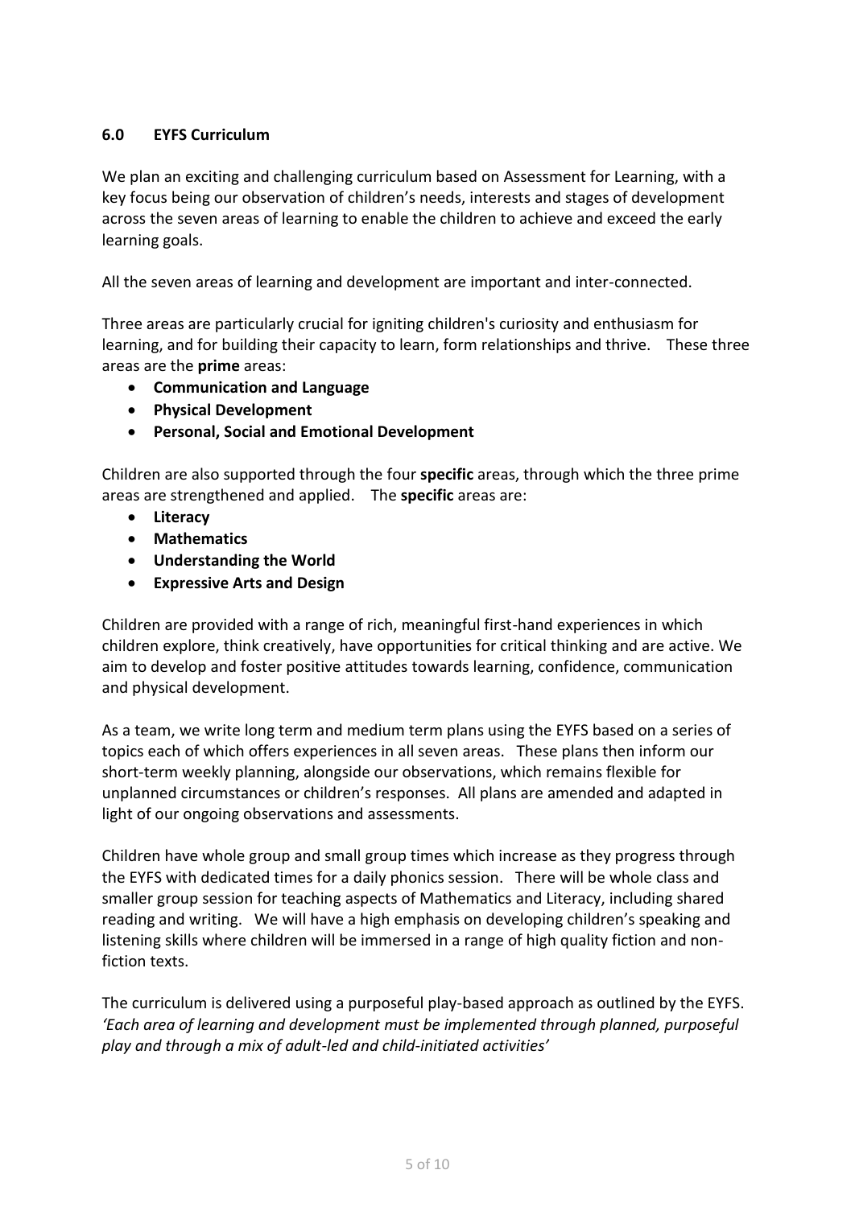## 6.0 EYFS Curriculum

We plan an exciting and challenging curriculum based on Assessment for Learning, with a key focus being our observation of children's needs, interests and stages of development across the seven areas of learning to enable the children to achieve and exceed the early learning goals.

All the seven areas of learning and development are important and inter-connected.

Three areas are particularly crucial for igniting children's curiosity and enthusiasm for learning, and for building their capacity to learn, form relationships and thrive. These three areas are the **prime** areas:

- **Communication and Language**
- **Physical Development**
- **Personal, Social and Emotional Development**

Children are also supported through the four **specific** areas, through which the three prime areas are strengthened and applied. The **specific** areas are:

- **Literacy**
- **Mathematics**
- **Understanding the World**
- **Expressive Arts and Design**

Children are provided with a range of rich, meaningful first-hand experiences in which children explore, think creatively, have opportunities for critical thinking and are active. We aim to develop and foster positive attitudes towards learning, confidence, communication and physical development.

As a team, we write long term and medium term plans using the EYFS based on a series of topics each of which offers experiences in all seven areas. These plans then inform our short-term weekly planning, alongside our observations, which remains flexible for unplanned circumstances or children's responses. All plans are amended and adapted in light of our ongoing observations and assessments.

Children have whole group and small group times which increase as they progress through the EYFS with dedicated times for a daily phonics session. There will be whole class and smaller group session for teaching aspects of Mathematics and Literacy, including shared reading and writing. We will have a high emphasis on developing children's speaking and listening skills where children will be immersed in a range of high quality fiction and non-fiction texts.

The curriculum is delivered using a purposeful play-based approach as outlined by the EYFS. *'Each area of learning and development must be implemented through planned, purposeful play and through a mix of adult-led and child-initiated activities'*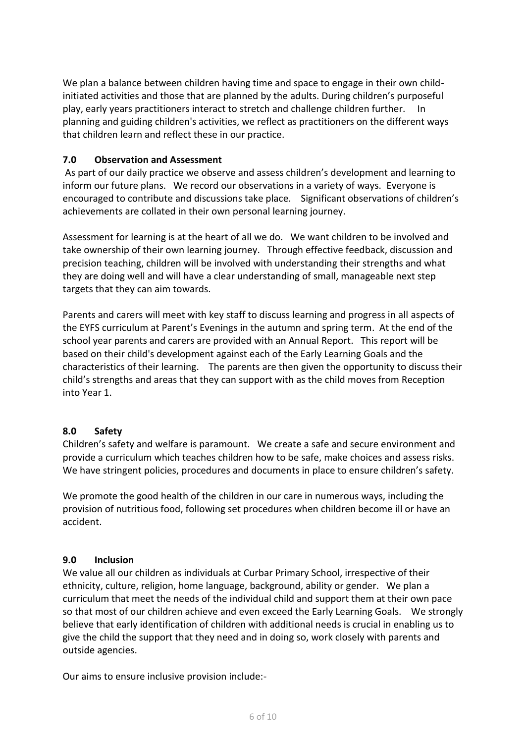We plan a balance between children having time and space to engage in their own child-initiated activities and those that are planned by the adults. During children's purposeful play, early years practitioners interact to stretch and challenge children further. In planning and guiding children's activities, we reflect as practitioners on the different ways that children learn and reflect these in our practice.

## 7.0 Observation and Assessment

As part of our daily practice we observe and assess children's development and learning to inform our future plans. We record our observations in a variety of ways. Everyone is encouraged to contribute and discussions take place. Significant observations of children's achievements are collated in their own personal learning journey.

Assessment for learning is at the heart of all we do. We want children to be involved and take ownership of their own learning journey. Through effective feedback, discussion and precision teaching, children will be involved with understanding their strengths and what they are doing well and will have a clear understanding of small, manageable next step targets that they can aim towards.

Parents and carers will meet with key staff to discuss learning and progress in all aspects of the EYFS curriculum at Parent's Evenings in the autumn and spring term. At the end of the school year parents and carers are provided with an Annual Report. This report will be based on their child's development against each of the Early Learning Goals and the characteristics of their learning. The parents are then given the opportunity to discuss their child's strengths and areas that they can support with as the child moves from Reception into Year 1.

## 8.0 Safety

Children's safety and welfare is paramount. We create a safe and secure environment and provide a curriculum which teaches children how to be safe, make choices and assess risks. We have stringent policies, procedures and documents in place to ensure children's safety.

We promote the good health of the children in our care in numerous ways, including the provision of nutritious food, following set procedures when children become ill or have an accident.

## 9.0 Inclusion

We value all our children as individuals at Curbar Primary School, irrespective of their ethnicity, culture, religion, home language, background, ability or gender. We plan a curriculum that meet the needs of the individual child and support them at their own pace so that most of our children achieve and even exceed the Early Learning Goals. We strongly believe that early identification of children with additional needs is crucial in enabling us to give the child the support that they need and in doing so, work closely with parents and outside agencies.

Our aims to ensure inclusive provision include:-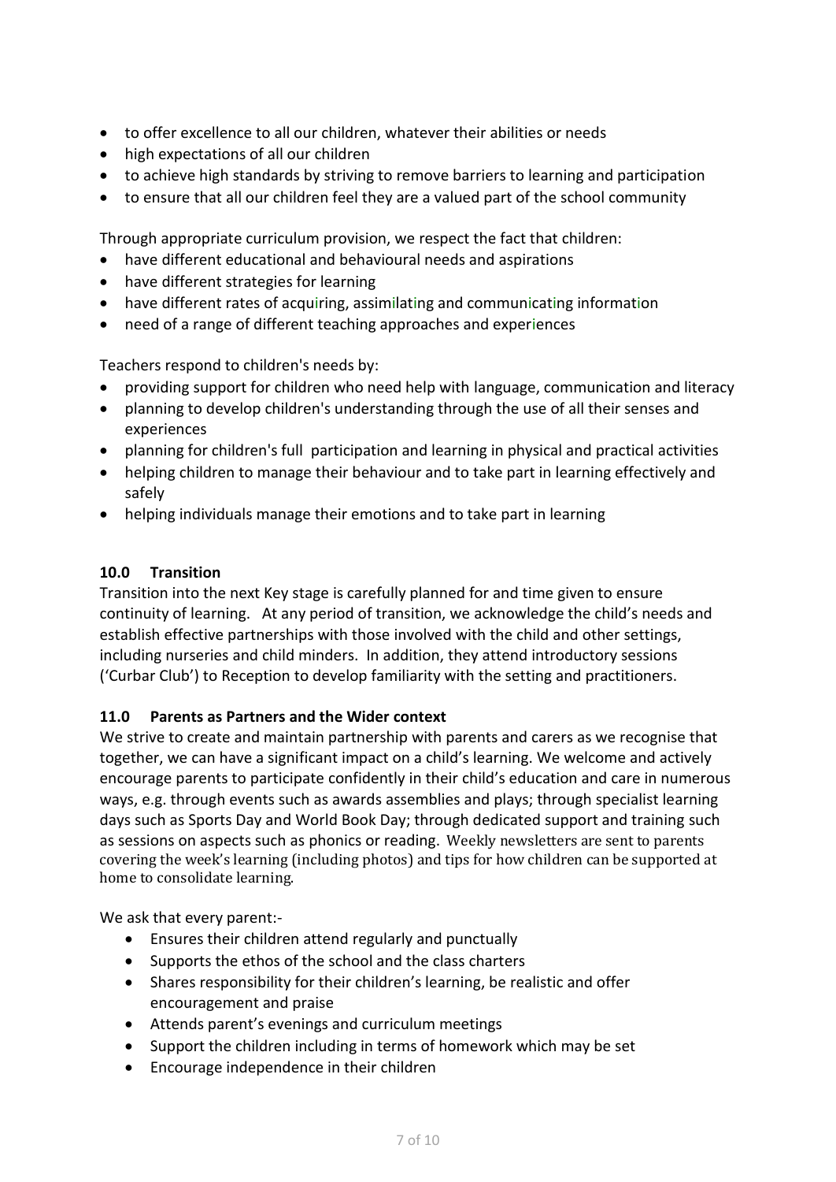- to offer excellence to all our children, whatever their abilities or needs
- high expectations of all our children
- to achieve high standards by striving to remove barriers to learning and participation
- to ensure that all our children feel they are a valued part of the school community

Through appropriate curriculum provision, we respect the fact that children:

- have different educational and behavioural needs and aspirations
- have different strategies for learning
- have different rates of acquiring, assimilating and communicating information
- need of a range of different teaching approaches and experiences

Teachers respond to children's needs by:

- providing support for children who need help with language, communication and literacy
- planning to develop children's understanding through the use of all their senses and experiences
- planning for children's full participation and learning in physical and practical activities
- helping children to manage their behaviour and to take part in learning effectively and safely
- helping individuals manage their emotions and to take part in learning

**10.0 Transition**

Transition into the next Key stage is carefully planned for and time given to ensure continuity of learning. At any period of transition, we acknowledge the child's needs and establish effective partnerships with those involved with the child and other settings, including nurseries and child minders. In addition, they attend introductory sessions ('Curbar Club') to Reception to develop familiarity with the setting and practitioners.

**11.0 Parents as Partners and the Wider context**

We strive to create and maintain partnership with parents and carers as we recognise that together, we can have a significant impact on a child's learning. We welcome and actively encourage parents to participate confidently in their child's education and care in numerous ways, e.g. through events such as awards assemblies and plays; through specialist learning days such as Sports Day and World Book Day; through dedicated support and training such as sessions on aspects such as phonics or reading. Weekly newsletters are sent to parents covering the week's learning (including photos) and tips for how children can be supported at home to consolidate learning.

We ask that every parent:-

- Ensures their children attend regularly and punctually
- Supports the ethos of the school and the class charters
- Shares responsibility for their children's learning, be realistic and offer encouragement and praise
- Attends parent's evenings and curriculum meetings
- Support the children including in terms of homework which may be set
- Encourage independence in their children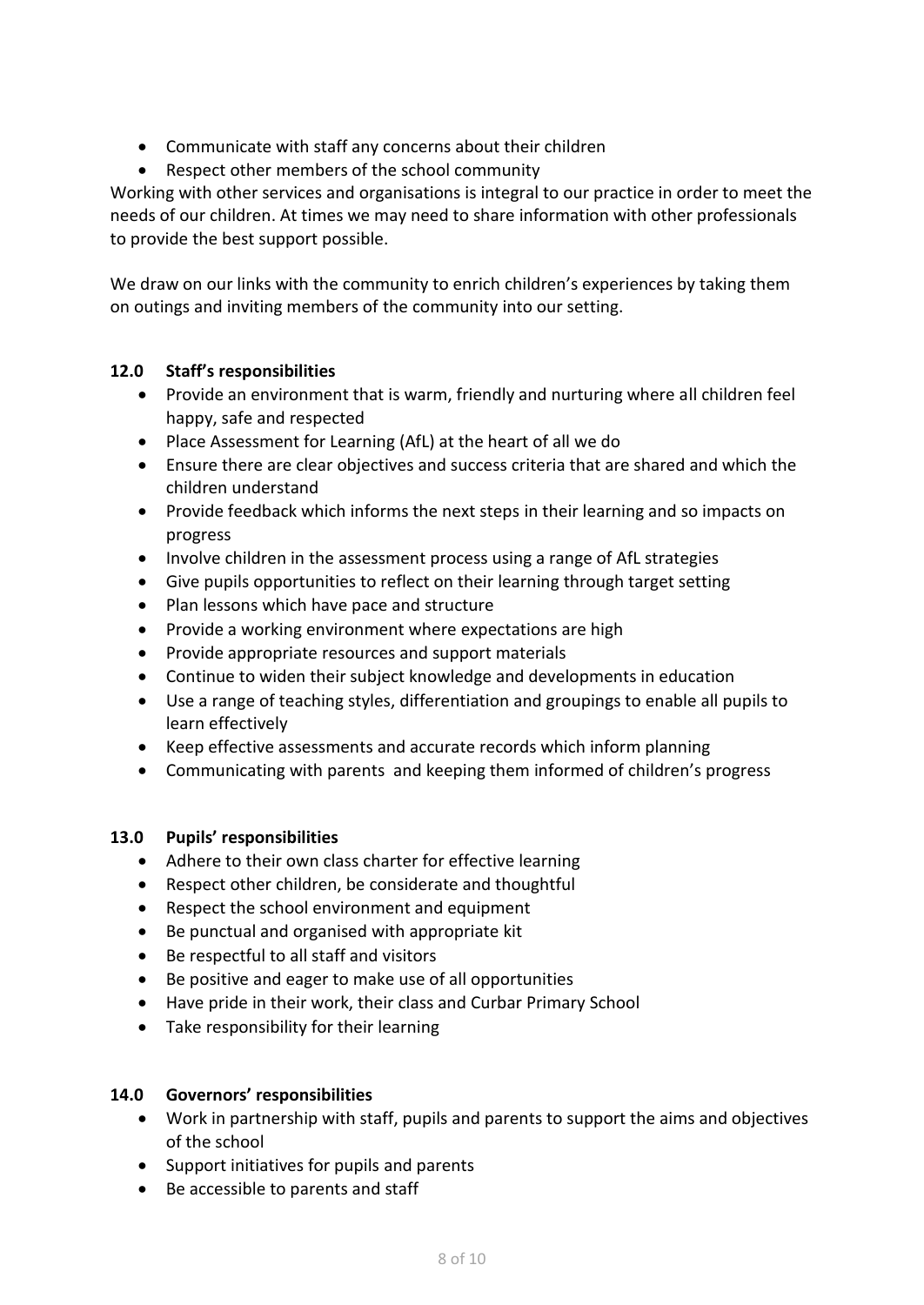- Communicate with staff any concerns about their children
- Respect other members of the school community

Working with other services and organisations is integral to our practice in order to meet the needs of our children. At times we may need to share information with other professionals to provide the best support possible.

We draw on our links with the community to enrich children's experiences by taking them on outings and inviting members of the community into our setting.

### 12.0 Staff's responsibilities

- Provide an environment that is warm, friendly and nurturing where all children feel happy, safe and respected
- Place Assessment for Learning (AfL) at the heart of all we do
- Ensure there are clear objectives and success criteria that are shared and which the children understand
- Provide feedback which informs the next steps in their learning and so impacts on progress
- Involve children in the assessment process using a range of AfL strategies
- Give pupils opportunities to reflect on their learning through target setting
- Plan lessons which have pace and structure
- Provide a working environment where expectations are high
- Provide appropriate resources and support materials
- Continue to widen their subject knowledge and developments in education
- Use a range of teaching styles, differentiation and groupings to enable all pupils to learn effectively
- Keep effective assessments and accurate records which inform planning
- Communicating with parents and keeping them informed of children's progress

### 13.0 Pupils' responsibilities

- Adhere to their own class charter for effective learning
- Respect other children, be considerate and thoughtful
- Respect the school environment and equipment
- Be punctual and organised with appropriate kit
- Be respectful to all staff and visitors
- Be positive and eager to make use of all opportunities
- Have pride in their work, their class and Curbar Primary School
- Take responsibility for their learning

### 14.0 Governors' responsibilities

- Work in partnership with staff, pupils and parents to support the aims and objectives of the school
- Support initiatives for pupils and parents
- Be accessible to parents and staff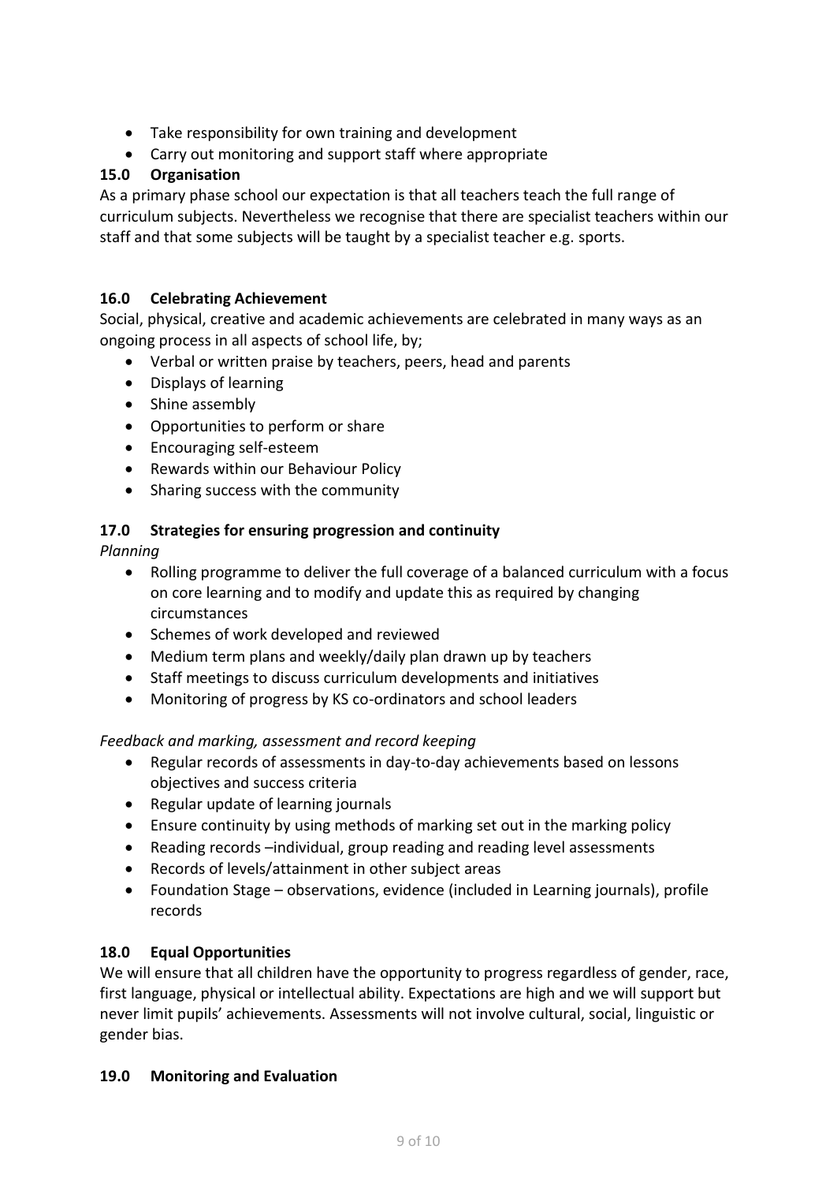- Take responsibility for own training and development
- Carry out monitoring and support staff where appropriate

## 15.0 Organisation

As a primary phase school our expectation is that all teachers teach the full range of curriculum subjects. Nevertheless we recognise that there are specialist teachers within our staff and that some subjects will be taught by a specialist teacher e.g. sports.

## 16.0 Celebrating Achievement

Social, physical, creative and academic achievements are celebrated in many ways as an ongoing process in all aspects of school life, by;

- Verbal or written praise by teachers, peers, head and parents
- Displays of learning
- Shine assembly
- Opportunities to perform or share
- Encouraging self-esteem
- Rewards within our Behaviour Policy
- Sharing success with the community

## 17.0 Strategies for ensuring progression and continuity

*Planning*

- Rolling programme to deliver the full coverage of a balanced curriculum with a focus on core learning and to modify and update this as required by changing circumstances
- Schemes of work developed and reviewed
- Medium term plans and weekly/daily plan drawn up by teachers
- Staff meetings to discuss curriculum developments and initiatives
- Monitoring of progress by KS co-ordinators and school leaders

*Feedback and marking, assessment and record keeping*

- Regular records of assessments in day-to-day achievements based on lessons objectives and success criteria
- Regular update of learning journals
- Ensure continuity by using methods of marking set out in the marking policy
- Reading records –individual, group reading and reading level assessments
- Records of levels/attainment in other subject areas
- Foundation Stage – observations, evidence (included in Learning journals), profile records

## 18.0 Equal Opportunities

We will ensure that all children have the opportunity to progress regardless of gender, race, first language, physical or intellectual ability. Expectations are high and we will support but never limit pupils' achievements. Assessments will not involve cultural, social, linguistic or gender bias.

## 19.0 Monitoring and Evaluation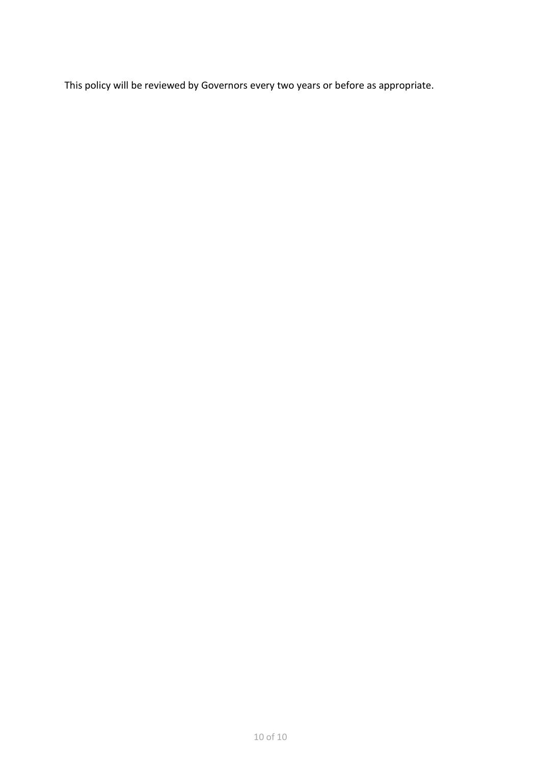This policy will be reviewed by Governors every two years or before as appropriate.